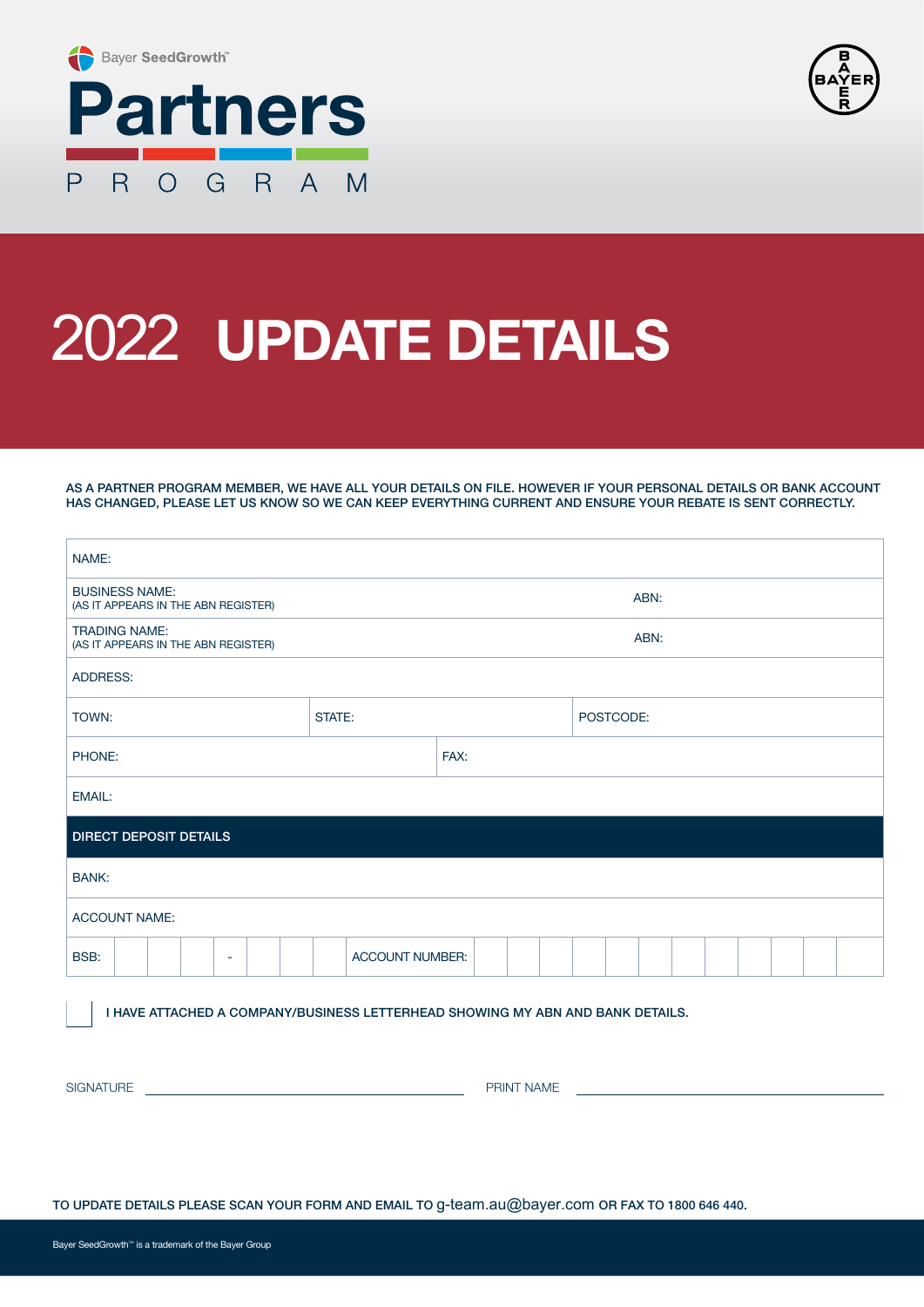Bayer SeedGrowth™

# Partners

PROGRAM

BAYER

# 2022 UPDATE DETAILS

**AS A PARTNER PROGRAM MEMBER, WE HAVE ALL YOUR DETAILS ON FILE. HOWEVER IF YOUR PERSONAL DETAILS OR BANK ACCOUNT HAS CHANGED, PLEASE LET US KNOW SO WE CAN KEEP EVERYTHING CURRENT AND ENSURE YOUR REBATE IS SENT CORRECTLY.**

| NAME: | | |
|---|---|---|
| BUSINESS NAME: (AS IT APPEARS IN THE ABN REGISTER) | ABN: | |
| TRADING NAME: (AS IT APPEARS IN THE ABN REGISTER) | ABN: | |
| ADDRESS: | | |
| TOWN: | STATE: | POSTCODE: |
| PHONE: | FAX: | |
| EMAIL: | | |

| **DIRECT DEPOSIT DETAILS** | |
|---|---|
| BANK: | |
| ACCOUNT NAME: | |
| BSB: ___ ___ ___ - ___ ___ ___ | ACCOUNT NUMBER: ___ ___ ___ ___ ___ ___ ___ ___ ___ ___ ___ ___ |

☐ **I HAVE ATTACHED A COMPANY/BUSINESS LETTERHEAD SHOWING MY ABN AND BANK DETAILS.**

SIGNATURE ______________________ PRINT NAME ______________________

**TO UPDATE DETAILS PLEASE SCAN YOUR FORM AND EMAIL TO** g-team.au@bayer.com **OR FAX TO 1800 646 440.**

Bayer SeedGrowth™ is a trademark of the Bayer Group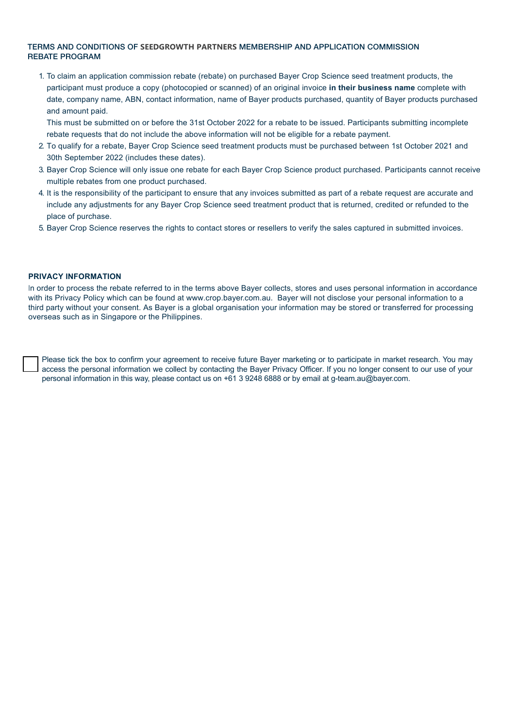## TERMS AND CONDITIONS OF SEEDGROWTH PARTNERS MEMBERSHIP AND APPLICATION COMMISSION REBATE PROGRAM

1. To claim an application commission rebate (rebate) on purchased Bayer Crop Science seed treatment products, the participant must produce a copy (photocopied or scanned) of an original invoice **in their business name** complete with date, company name, ABN, contact information, name of Bayer products purchased, quantity of Bayer products purchased and amount paid.
   This must be submitted on or before the 31st October 2022 for a rebate to be issued. Participants submitting incomplete rebate requests that do not include the above information will not be eligible for a rebate payment.
2. To qualify for a rebate, Bayer Crop Science seed treatment products must be purchased between 1st October 2021 and 30th September 2022 (includes these dates).
3. Bayer Crop Science will only issue one rebate for each Bayer Crop Science product purchased. Participants cannot receive multiple rebates from one product purchased.
4. It is the responsibility of the participant to ensure that any invoices submitted as part of a rebate request are accurate and include any adjustments for any Bayer Crop Science seed treatment product that is returned, credited or refunded to the place of purchase.
5. Bayer Crop Science reserves the rights to contact stores or resellers to verify the sales captured in submitted invoices.

### PRIVACY INFORMATION

In order to process the rebate referred to in the terms above Bayer collects, stores and uses personal information in accordance with its Privacy Policy which can be found at www.crop.bayer.com.au. Bayer will not disclose your personal information to a third party without your consent. As Bayer is a global organisation your information may be stored or transferred for processing overseas such as in Singapore or the Philippines.

☐ Please tick the box to confirm your agreement to receive future Bayer marketing or to participate in market research. You may access the personal information we collect by contacting the Bayer Privacy Officer. If you no longer consent to our use of your personal information in this way, please contact us on +61 3 9248 6888 or by email at g-team.au@bayer.com.